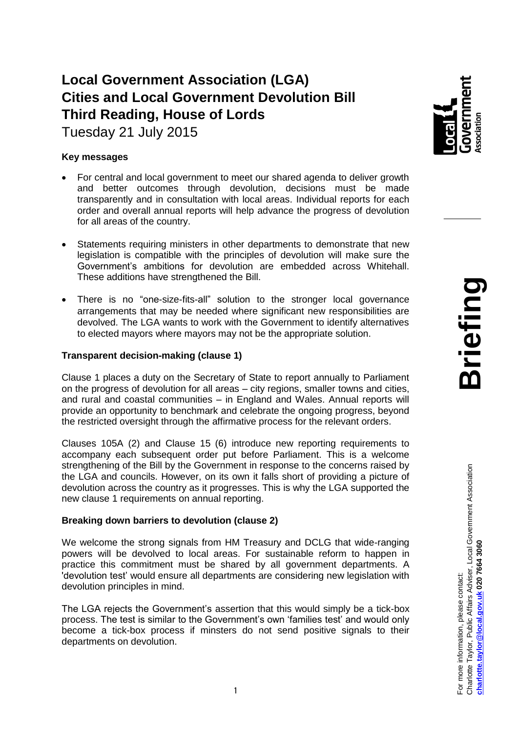# Local Government Association (LGA) Cities and Local Government Devolution Bill Third Reading, House of Lords

Tuesday 21 July 2015

**Key messages**

- For central and local government to meet our shared agenda to deliver growth and better outcomes through devolution, decisions must be made transparently and in consultation with local areas. Individual reports for each order and overall annual reports will help advance the progress of devolution for all areas of the country.
- Statements requiring ministers in other departments to demonstrate that new legislation is compatible with the principles of devolution will make sure the Government's ambitions for devolution are embedded across Whitehall. These additions have strengthened the Bill.
- There is no "one-size-fits-all" solution to the stronger local governance arrangements that may be needed where significant new responsibilities are devolved. The LGA wants to work with the Government to identify alternatives to elected mayors where mayors may not be the appropriate solution.

**Transparent decision-making (clause 1)**

Clause 1 places a duty on the Secretary of State to report annually to Parliament on the progress of devolution for all areas – city regions, smaller towns and cities, and rural and coastal communities – in England and Wales. Annual reports will provide an opportunity to benchmark and celebrate the ongoing progress, beyond the restricted oversight through the affirmative process for the relevant orders.

Clauses 105A (2) and Clause 15 (6) introduce new reporting requirements to accompany each subsequent order put before Parliament. This is a welcome strengthening of the Bill by the Government in response to the concerns raised by the LGA and councils. However, on its own it falls short of providing a picture of devolution across the country as it progresses. This is why the LGA supported the new clause 1 requirements on annual reporting.

**Breaking down barriers to devolution (clause 2)**

We welcome the strong signals from HM Treasury and DCLG that wide-ranging powers will be devolved to local areas. For sustainable reform to happen in practice this commitment must be shared by all government departments. A 'devolution test' would ensure all departments are considering new legislation with devolution principles in mind.

The LGA rejects the Government's assertion that this would simply be a tick-box process. The test is similar to the Government's own 'families test' and would only become a tick-box process if minsters do not send positive signals to their departments on devolution.

For more information, please contact:
Charlotte Taylor, Public Affairs Adviser, Local Government Association
**charlotte.taylor@local.gov.uk 020 7664 3060**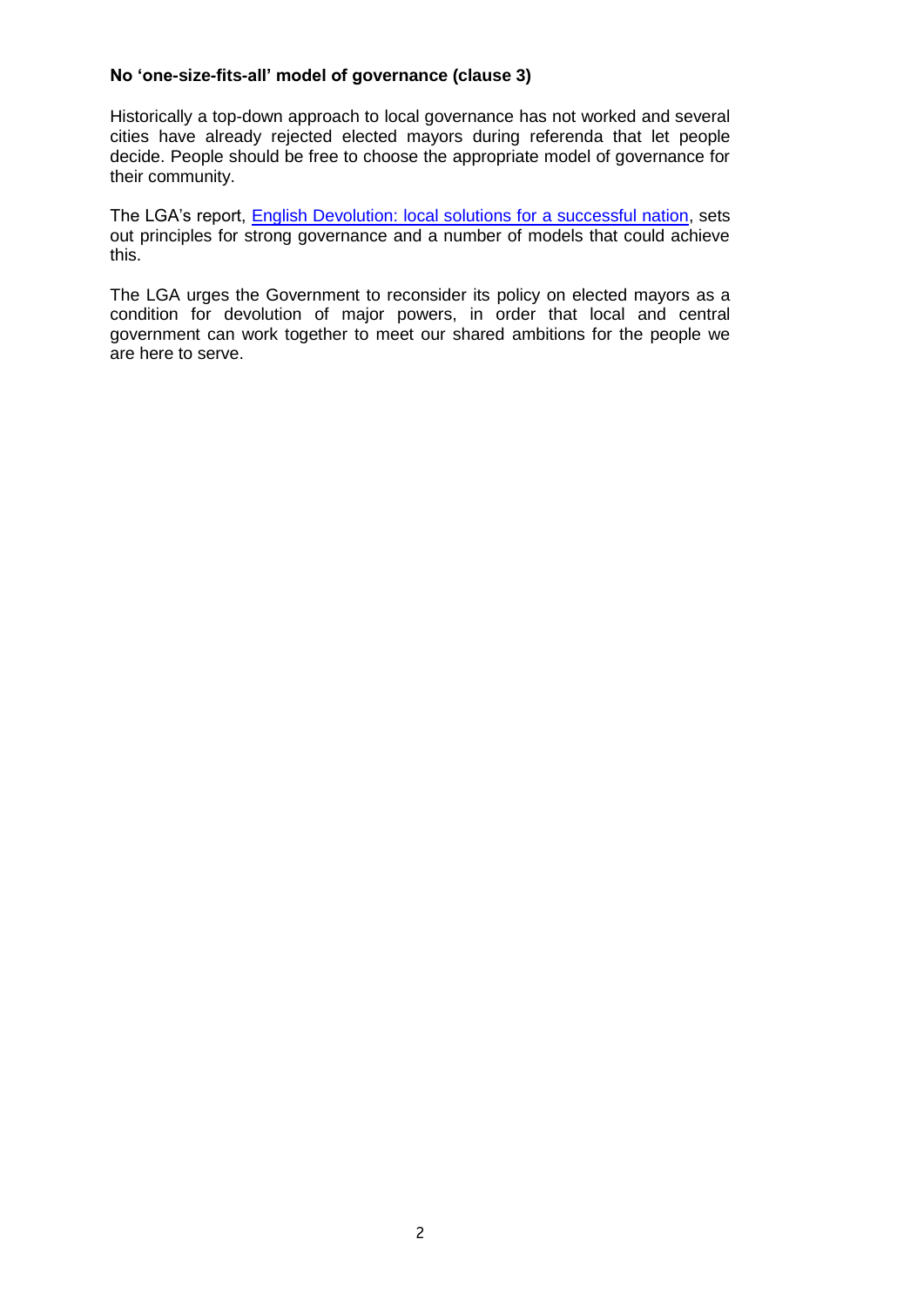**No 'one-size-fits-all' model of governance (clause 3)**

Historically a top-down approach to local governance has not worked and several cities have already rejected elected mayors during referenda that let people decide. People should be free to choose the appropriate model of governance for their community.

The LGA's report, English Devolution: local solutions for a successful nation, sets out principles for strong governance and a number of models that could achieve this.

The LGA urges the Government to reconsider its policy on elected mayors as a condition for devolution of major powers, in order that local and central government can work together to meet our shared ambitions for the people we are here to serve.